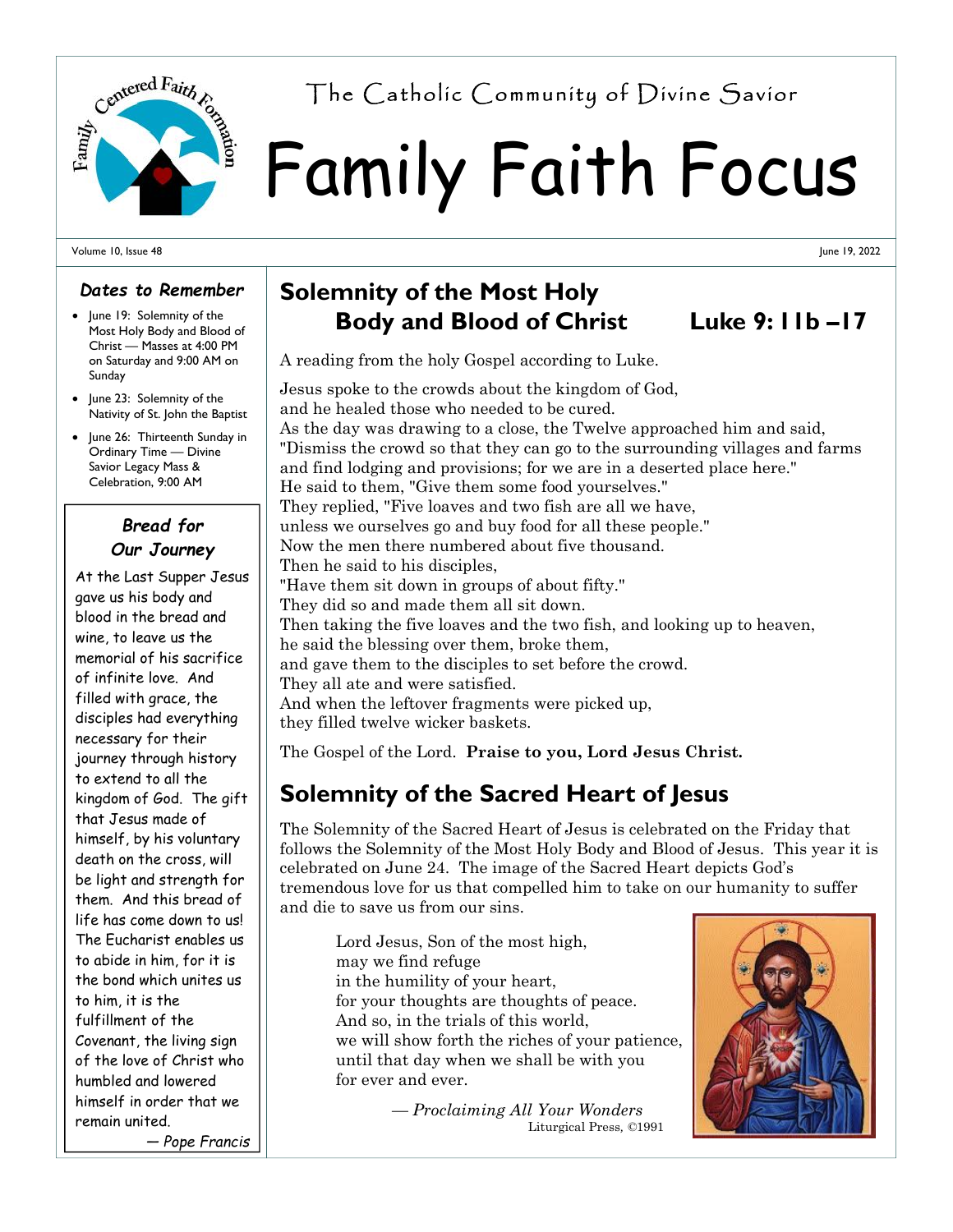The Catholic Community of Divine Savior

# Family Faith Focus

Volume 10, Issue 48 — June 19, 2022

## Solemnity of the Most Holy Body and Blood of Christ — Luke 9: 11b –17

A reading from the holy Gospel according to Luke.

Jesus spoke to the crowds about the kingdom of God,
and he healed those who needed to be cured.
As the day was drawing to a close, the Twelve approached him and said,
"Dismiss the crowd so that they can go to the surrounding villages and farms
and find lodging and provisions; for we are in a deserted place here."
He said to them, "Give them some food yourselves."
They replied, "Five loaves and two fish are all we have,
unless we ourselves go and buy food for all these people."
Now the men there numbered about five thousand.
Then he said to his disciples,
"Have them sit down in groups of about fifty."
They did so and made them all sit down.
Then taking the five loaves and the two fish, and looking up to heaven,
he said the blessing over them, broke them,
and gave them to the disciples to set before the crowd.
They all ate and were satisfied.
And when the leftover fragments were picked up,
they filled twelve wicker baskets.

The Gospel of the Lord. **Praise to you, Lord Jesus Christ.**

## Solemnity of the Sacred Heart of Jesus

The Solemnity of the Sacred Heart of Jesus is celebrated on the Friday that follows the Solemnity of the Most Holy Body and Blood of Jesus. This year it is celebrated on June 24. The image of the Sacred Heart depicts God's tremendous love for us that compelled him to take on our humanity to suffer and die to save us from our sins.

> Lord Jesus, Son of the most high,
> may we find refuge
> in the humility of your heart,
> for your thoughts are thoughts of peace.
> And so, in the trials of this world,
> we will show forth the riches of your patience,
> until that day when we shall be with you
> for ever and ever.
>
> — *Proclaiming All Your Wonders*
> Liturgical Press, ©1991

### *Dates to Remember*

- June 19: Solemnity of the Most Holy Body and Blood of Christ — Masses at 4:00 PM on Saturday and 9:00 AM on Sunday
- June 23: Solemnity of the Nativity of St. John the Baptist
- June 26: Thirteenth Sunday in Ordinary Time — Divine Savior Legacy Mass & Celebration, 9:00 AM

### *Bread for Our Journey*

At the Last Supper Jesus gave us his body and blood in the bread and wine, to leave us the memorial of his sacrifice of infinite love. And filled with grace, the disciples had everything necessary for their journey through history to extend to all the kingdom of God. The gift that Jesus made of himself, by his voluntary death on the cross, will be light and strength for them. And this bread of life has come down to us! The Eucharist enables us to abide in him, for it is the bond which unites us to him, it is the fulfillment of the Covenant, the living sign of the love of Christ who humbled and lowered himself in order that we remain united.

*— Pope Francis*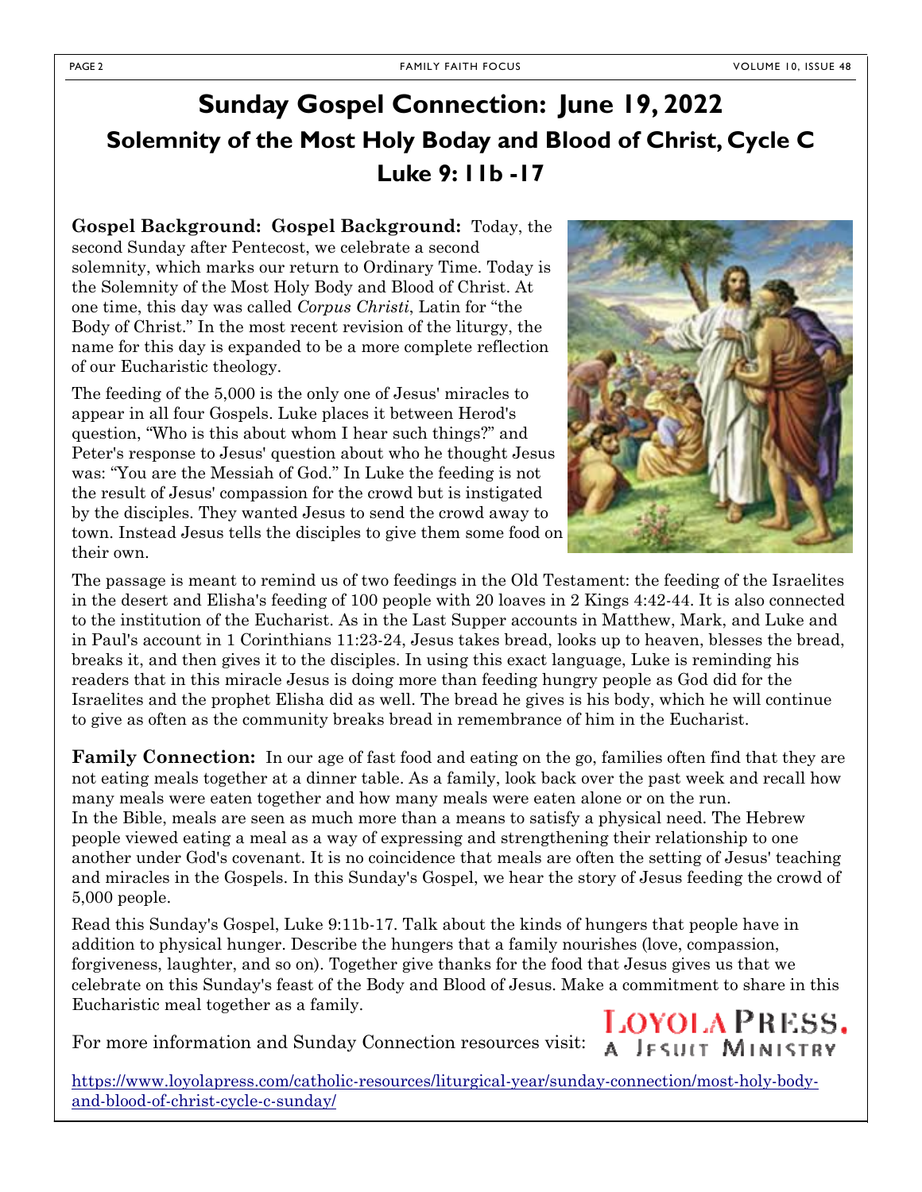# Sunday Gospel Connection: June 19, 2022

## Solemnity of the Most Holy Boday and Blood of Christ, Cycle C

## Luke 9: 11b -17

**Gospel Background: Gospel Background:** Today, the second Sunday after Pentecost, we celebrate a second solemnity, which marks our return to Ordinary Time. Today is the Solemnity of the Most Holy Body and Blood of Christ. At one time, this day was called *Corpus Christi*, Latin for "the Body of Christ." In the most recent revision of the liturgy, the name for this day is expanded to be a more complete reflection of our Eucharistic theology.

The feeding of the 5,000 is the only one of Jesus' miracles to appear in all four Gospels. Luke places it between Herod's question, "Who is this about whom I hear such things?" and Peter's response to Jesus' question about who he thought Jesus was: "You are the Messiah of God." In Luke the feeding is not the result of Jesus' compassion for the crowd but is instigated by the disciples. They wanted Jesus to send the crowd away to town. Instead Jesus tells the disciples to give them some food on their own.

The passage is meant to remind us of two feedings in the Old Testament: the feeding of the Israelites in the desert and Elisha's feeding of 100 people with 20 loaves in 2 Kings 4:42-44. It is also connected to the institution of the Eucharist. As in the Last Supper accounts in Matthew, Mark, and Luke and in Paul's account in 1 Corinthians 11:23-24, Jesus takes bread, looks up to heaven, blesses the bread, breaks it, and then gives it to the disciples. In using this exact language, Luke is reminding his readers that in this miracle Jesus is doing more than feeding hungry people as God did for the Israelites and the prophet Elisha did as well. The bread he gives is his body, which he will continue to give as often as the community breaks bread in remembrance of him in the Eucharist.

**Family Connection:** In our age of fast food and eating on the go, families often find that they are not eating meals together at a dinner table. As a family, look back over the past week and recall how many meals were eaten together and how many meals were eaten alone or on the run.
In the Bible, meals are seen as much more than a means to satisfy a physical need. The Hebrew people viewed eating a meal as a way of expressing and strengthening their relationship to one another under God's covenant. It is no coincidence that meals are often the setting of Jesus' teaching and miracles in the Gospels. In this Sunday's Gospel, we hear the story of Jesus feeding the crowd of 5,000 people.

Read this Sunday's Gospel, Luke 9:11b-17. Talk about the kinds of hungers that people have in addition to physical hunger. Describe the hungers that a family nourishes (love, compassion, forgiveness, laughter, and so on). Together give thanks for the food that Jesus gives us that we celebrate on this Sunday's feast of the Body and Blood of Jesus. Make a commitment to share in this Eucharistic meal together as a family.

For more information and Sunday Connection resources visit:

LOYOLA PRESS. A JESUIT MINISTRY

https://www.loyolapress.com/catholic-resources/liturgical-year/sunday-connection/most-holy-body-and-blood-of-christ-cycle-c-sunday/